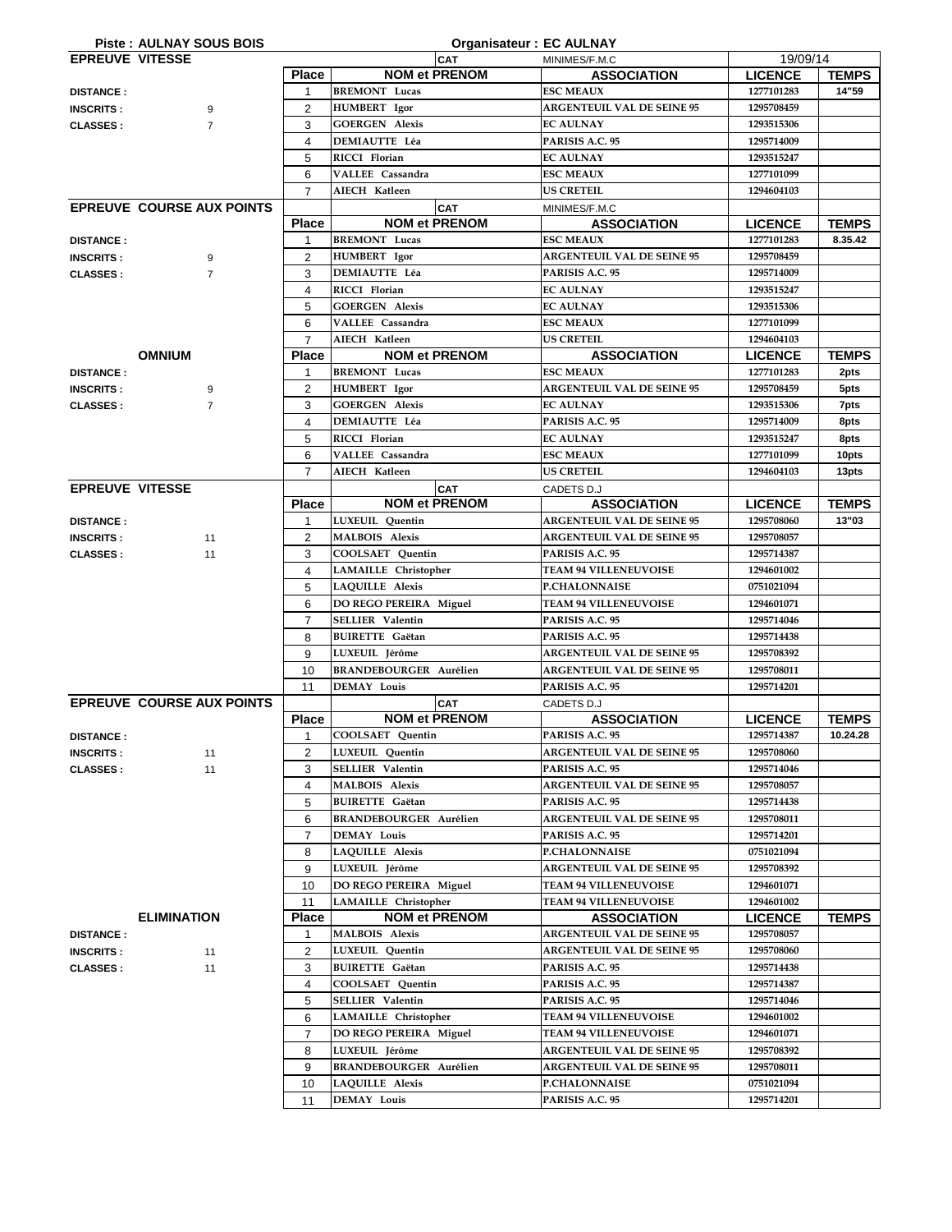**Piste : AULNAY SOUS BOIS** — **Organisateur : EC AULNAY**

## EPREUVE VITESSE

CAT : MINIMES/F.M.C — 19/09/14

DISTANCE :
INSCRITS : 9
CLASSES : 7

| Place | NOM et PRENOM | ASSOCIATION | LICENCE | TEMPS |
|---|---|---|---|---|
| 1 | BREMONT Lucas | ESC MEAUX | 1277101283 | 14"59 |
| 2 | HUMBERT Igor | ARGENTEUIL VAL DE SEINE 95 | 1295708459 | |
| 3 | GOERGEN Alexis | EC AULNAY | 1293515306 | |
| 4 | DEMIAUTTE Léa | PARISIS A.C. 95 | 1295714009 | |
| 5 | RICCI Florian | EC AULNAY | 1293515247 | |
| 6 | VALLEE Cassandra | ESC MEAUX | 1277101099 | |
| 7 | AIECH Katleen | US CRETEIL | 1294604103 | |

## EPREUVE COURSE AUX POINTS

CAT : MINIMES/F.M.C

DISTANCE :
INSCRITS : 9
CLASSES : 7

| Place | NOM et PRENOM | ASSOCIATION | LICENCE | TEMPS |
|---|---|---|---|---|
| 1 | BREMONT Lucas | ESC MEAUX | 1277101283 | 8.35.42 |
| 2 | HUMBERT Igor | ARGENTEUIL VAL DE SEINE 95 | 1295708459 | |
| 3 | DEMIAUTTE Léa | PARISIS A.C. 95 | 1295714009 | |
| 4 | RICCI Florian | EC AULNAY | 1293515247 | |
| 5 | GOERGEN Alexis | EC AULNAY | 1293515306 | |
| 6 | VALLEE Cassandra | ESC MEAUX | 1277101099 | |
| 7 | AIECH Katleen | US CRETEIL | 1294604103 | |

## OMNIUM

DISTANCE :
INSCRITS : 9
CLASSES : 7

| Place | NOM et PRENOM | ASSOCIATION | LICENCE | TEMPS |
|---|---|---|---|---|
| 1 | BREMONT Lucas | ESC MEAUX | 1277101283 | 2pts |
| 2 | HUMBERT Igor | ARGENTEUIL VAL DE SEINE 95 | 1295708459 | 5pts |
| 3 | GOERGEN Alexis | EC AULNAY | 1293515306 | 7pts |
| 4 | DEMIAUTTE Léa | PARISIS A.C. 95 | 1295714009 | 8pts |
| 5 | RICCI Florian | EC AULNAY | 1293515247 | 8pts |
| 6 | VALLEE Cassandra | ESC MEAUX | 1277101099 | 10pts |
| 7 | AIECH Katleen | US CRETEIL | 1294604103 | 13pts |

## EPREUVE VITESSE

CAT : CADETS D.J

DISTANCE :
INSCRITS : 11
CLASSES : 11

| Place | NOM et PRENOM | ASSOCIATION | LICENCE | TEMPS |
|---|---|---|---|---|
| 1 | LUXEUIL Quentin | ARGENTEUIL VAL DE SEINE 95 | 1295708060 | 13"03 |
| 2 | MALBOIS Alexis | ARGENTEUIL VAL DE SEINE 95 | 1295708057 | |
| 3 | COOLSAET Quentin | PARISIS A.C. 95 | 1295714387 | |
| 4 | LAMAILLE Christopher | TEAM 94 VILLENEUVOISE | 1294601002 | |
| 5 | LAQUILLE Alexis | P.CHALONNAISE | 0751021094 | |
| 6 | DO REGO PEREIRA Miguel | TEAM 94 VILLENEUVOISE | 1294601071 | |
| 7 | SELLIER Valentin | PARISIS A.C. 95 | 1295714046 | |
| 8 | BUIRETTE Gaëtan | PARISIS A.C. 95 | 1295714438 | |
| 9 | LUXEUIL Jérôme | ARGENTEUIL VAL DE SEINE 95 | 1295708392 | |
| 10 | BRANDEBOURGER Aurélien | ARGENTEUIL VAL DE SEINE 95 | 1295708011 | |
| 11 | DEMAY Louis | PARISIS A.C. 95 | 1295714201 | |

## EPREUVE COURSE AUX POINTS

CAT : CADETS D.J

DISTANCE :
INSCRITS : 11
CLASSES : 11

| Place | NOM et PRENOM | ASSOCIATION | LICENCE | TEMPS |
|---|---|---|---|---|
| 1 | COOLSAET Quentin | PARISIS A.C. 95 | 1295714387 | 10.24.28 |
| 2 | LUXEUIL Quentin | ARGENTEUIL VAL DE SEINE 95 | 1295708060 | |
| 3 | SELLIER Valentin | PARISIS A.C. 95 | 1295714046 | |
| 4 | MALBOIS Alexis | ARGENTEUIL VAL DE SEINE 95 | 1295708057 | |
| 5 | BUIRETTE Gaëtan | PARISIS A.C. 95 | 1295714438 | |
| 6 | BRANDEBOURGER Aurélien | ARGENTEUIL VAL DE SEINE 95 | 1295708011 | |
| 7 | DEMAY Louis | PARISIS A.C. 95 | 1295714201 | |
| 8 | LAQUILLE Alexis | P.CHALONNAISE | 0751021094 | |
| 9 | LUXEUIL Jérôme | ARGENTEUIL VAL DE SEINE 95 | 1295708392 | |
| 10 | DO REGO PEREIRA Miguel | TEAM 94 VILLENEUVOISE | 1294601071 | |
| 11 | LAMAILLE Christopher | TEAM 94 VILLENEUVOISE | 1294601002 | |

## ELIMINATION

DISTANCE :
INSCRITS : 11
CLASSES : 11

| Place | NOM et PRENOM | ASSOCIATION | LICENCE | TEMPS |
|---|---|---|---|---|
| 1 | MALBOIS Alexis | ARGENTEUIL VAL DE SEINE 95 | 1295708057 | |
| 2 | LUXEUIL Quentin | ARGENTEUIL VAL DE SEINE 95 | 1295708060 | |
| 3 | BUIRETTE Gaëtan | PARISIS A.C. 95 | 1295714438 | |
| 4 | COOLSAET Quentin | PARISIS A.C. 95 | 1295714387 | |
| 5 | SELLIER Valentin | PARISIS A.C. 95 | 1295714046 | |
| 6 | LAMAILLE Christopher | TEAM 94 VILLENEUVOISE | 1294601002 | |
| 7 | DO REGO PEREIRA Miguel | TEAM 94 VILLENEUVOISE | 1294601071 | |
| 8 | LUXEUIL Jérôme | ARGENTEUIL VAL DE SEINE 95 | 1295708392 | |
| 9 | BRANDEBOURGER Aurélien | ARGENTEUIL VAL DE SEINE 95 | 1295708011 | |
| 10 | LAQUILLE Alexis | P.CHALONNAISE | 0751021094 | |
| 11 | DEMAY Louis | PARISIS A.C. 95 | 1295714201 | |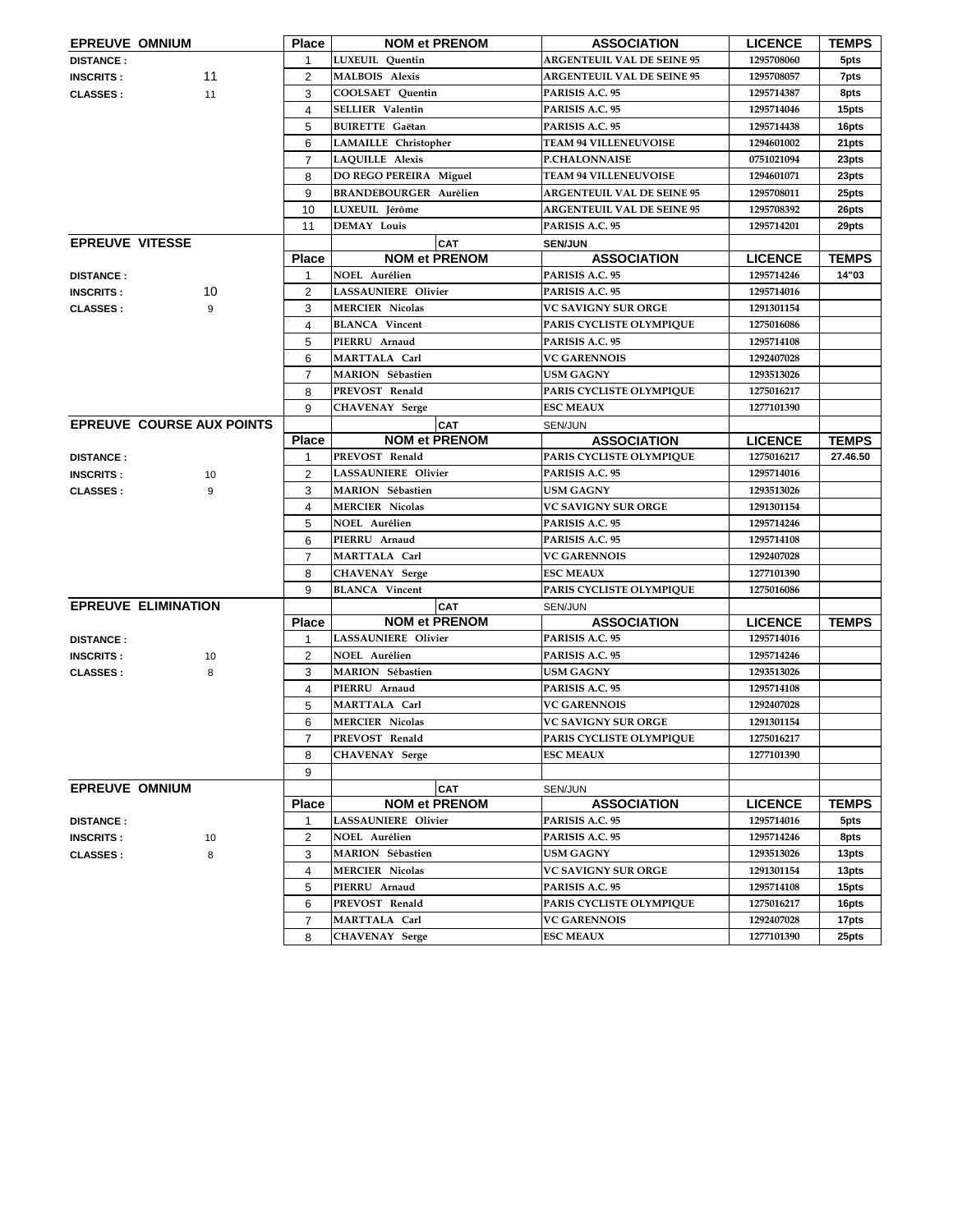## EPREUVE OMNIUM

DISTANCE :
INSCRITS : 11
CLASSES : 11

| Place | NOM et PRENOM | ASSOCIATION | LICENCE | TEMPS |
|---|---|---|---|---|
| 1 | LUXEUIL Quentin | ARGENTEUIL VAL DE SEINE 95 | 1295708060 | 5pts |
| 2 | MALBOIS Alexis | ARGENTEUIL VAL DE SEINE 95 | 1295708057 | 7pts |
| 3 | COOLSAET Quentin | PARISIS A.C. 95 | 1295714387 | 8pts |
| 4 | SELLIER Valentin | PARISIS A.C. 95 | 1295714046 | 15pts |
| 5 | BUIRETTE Gaëtan | PARISIS A.C. 95 | 1295714438 | 16pts |
| 6 | LAMAILLE Christopher | TEAM 94 VILLENEUVOISE | 1294601002 | 21pts |
| 7 | LAQUILLE Alexis | P.CHALONNAISE | 0751021094 | 23pts |
| 8 | DO REGO PEREIRA Miguel | TEAM 94 VILLENEUVOISE | 1294601071 | 23pts |
| 9 | BRANDEBOURGER Aurélien | ARGENTEUIL VAL DE SEINE 95 | 1295708011 | 25pts |
| 10 | LUXEUIL Jérôme | ARGENTEUIL VAL DE SEINE 95 | 1295708392 | 26pts |
| 11 | DEMAY Louis | PARISIS A.C. 95 | 1295714201 | 29pts |

## EPREUVE VITESSE

CAT SEN/JUN

DISTANCE :
INSCRITS : 10
CLASSES : 9

| Place | NOM et PRENOM | ASSOCIATION | LICENCE | TEMPS |
|---|---|---|---|---|
| 1 | NOEL Aurélien | PARISIS A.C. 95 | 1295714246 | 14"03 |
| 2 | LASSAUNIERE Olivier | PARISIS A.C. 95 | 1295714016 | |
| 3 | MERCIER Nicolas | VC SAVIGNY SUR ORGE | 1291301154 | |
| 4 | BLANCA Vincent | PARIS CYCLISTE OLYMPIQUE | 1275016086 | |
| 5 | PIERRU Arnaud | PARISIS A.C. 95 | 1295714108 | |
| 6 | MARTTALA Carl | VC GARENNOIS | 1292407028 | |
| 7 | MARION Sébastien | USM GAGNY | 1293513026 | |
| 8 | PREVOST Renald | PARIS CYCLISTE OLYMPIQUE | 1275016217 | |
| 9 | CHAVENAY Serge | ESC MEAUX | 1277101390 | |

## EPREUVE COURSE AUX POINTS

CAT SEN/JUN

DISTANCE :
INSCRITS : 10
CLASSES : 9

| Place | NOM et PRENOM | ASSOCIATION | LICENCE | TEMPS |
|---|---|---|---|---|
| 1 | PREVOST Renald | PARIS CYCLISTE OLYMPIQUE | 1275016217 | 27.46.50 |
| 2 | LASSAUNIERE Olivier | PARISIS A.C. 95 | 1295714016 | |
| 3 | MARION Sébastien | USM GAGNY | 1293513026 | |
| 4 | MERCIER Nicolas | VC SAVIGNY SUR ORGE | 1291301154 | |
| 5 | NOEL Aurélien | PARISIS A.C. 95 | 1295714246 | |
| 6 | PIERRU Arnaud | PARISIS A.C. 95 | 1295714108 | |
| 7 | MARTTALA Carl | VC GARENNOIS | 1292407028 | |
| 8 | CHAVENAY Serge | ESC MEAUX | 1277101390 | |
| 9 | BLANCA Vincent | PARIS CYCLISTE OLYMPIQUE | 1275016086 | |

## EPREUVE ELIMINATION

CAT SEN/JUN

DISTANCE :
INSCRITS : 10
CLASSES : 8

| Place | NOM et PRENOM | ASSOCIATION | LICENCE | TEMPS |
|---|---|---|---|---|
| 1 | LASSAUNIERE Olivier | PARISIS A.C. 95 | 1295714016 | |
| 2 | NOEL Aurélien | PARISIS A.C. 95 | 1295714246 | |
| 3 | MARION Sébastien | USM GAGNY | 1293513026 | |
| 4 | PIERRU Arnaud | PARISIS A.C. 95 | 1295714108 | |
| 5 | MARTTALA Carl | VC GARENNOIS | 1292407028 | |
| 6 | MERCIER Nicolas | VC SAVIGNY SUR ORGE | 1291301154 | |
| 7 | PREVOST Renald | PARIS CYCLISTE OLYMPIQUE | 1275016217 | |
| 8 | CHAVENAY Serge | ESC MEAUX | 1277101390 | |
| 9 | | | | |

## EPREUVE OMNIUM

CAT SEN/JUN

DISTANCE :
INSCRITS : 10
CLASSES : 8

| Place | NOM et PRENOM | ASSOCIATION | LICENCE | TEMPS |
|---|---|---|---|---|
| 1 | LASSAUNIERE Olivier | PARISIS A.C. 95 | 1295714016 | 5pts |
| 2 | NOEL Aurélien | PARISIS A.C. 95 | 1295714246 | 8pts |
| 3 | MARION Sébastien | USM GAGNY | 1293513026 | 13pts |
| 4 | MERCIER Nicolas | VC SAVIGNY SUR ORGE | 1291301154 | 13pts |
| 5 | PIERRU Arnaud | PARISIS A.C. 95 | 1295714108 | 15pts |
| 6 | PREVOST Renald | PARIS CYCLISTE OLYMPIQUE | 1275016217 | 16pts |
| 7 | MARTTALA Carl | VC GARENNOIS | 1292407028 | 17pts |
| 8 | CHAVENAY Serge | ESC MEAUX | 1277101390 | 25pts |